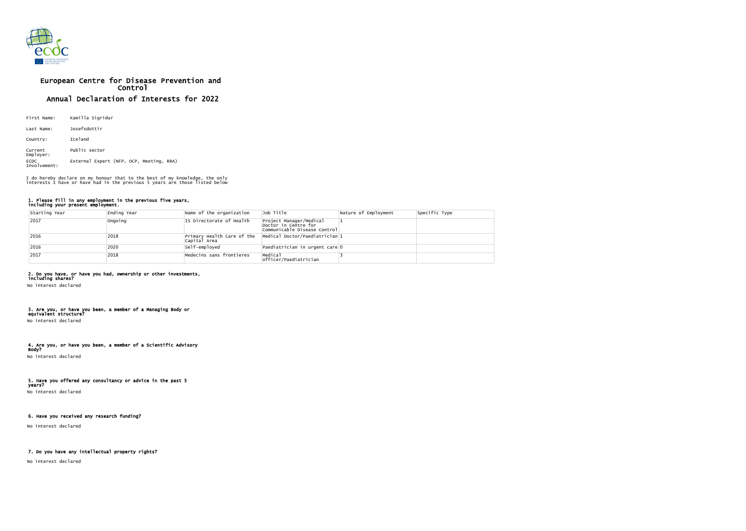# European Centre for Disease Prevention and Control

## Annual Declaration of Interests for 2022

First Name: Kamilla Sigridur

Last Name: Josefsdottir

Country: Iceland

Current Employer: Public sector

ECDC Involvement: External Expert (NFP, OCP, Meeting, RRA)

I do hereby declare on my honour that to the best of my knowledge, the only interests I have or have had in the previous 5 years are those listed below

### 1. Please fill in any employment in the previous five years, including your present employment.

| Starting Year | Ending Year | Name of the organization | Job Title | Nature of Employment | Specific Type |
|---|---|---|---|---|---|
| 2017 | Ongoing | IS Directorate of Health | Project Manager/Medical Doctor in Centre for Communicable Disease Control | 1 | |
| 2016 | 2018 | Primary Health Care of the Capital Area | Medical Doctor/Paediatrician | 1 | |
| 2016 | 2020 | Self-employed | Paediatrician in urgent care | 0 | |
| 2017 | 2018 | Medecins sans frontieres | Medical officer/Paediatrician | 3 | |

### 2. Do you have, or have you had, ownership or other investments, including shares?

No interest declared

### 3. Are you, or have you been, a member of a Managing Body or equivalent structure?

No interest declared

### 4. Are you, or have you been, a member of a Scientific Advisory Body?

No interest declared

### 5. Have you offered any consultancy or advice in the past 5 years?

No interest declared

### 6. Have you received any research funding?

No interest declared

### 7. Do you have any intellectual property rights?

No interest declared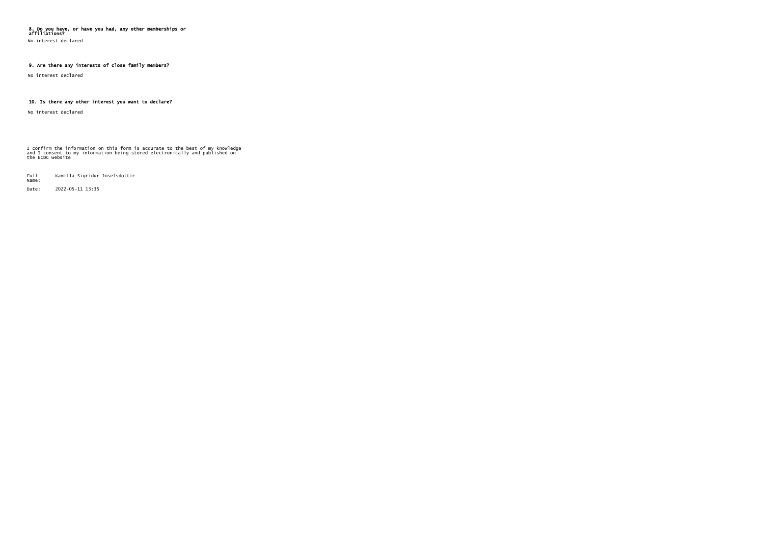**8. Do you have, or have you had, any other memberships or affiliations?**

No interest declared

**9. Are there any interests of close family members?**

No interest declared

**10. Is there any other interest you want to declare?**

No interest declared

I confirm the information on this form is accurate to the best of my knowledge and I consent to my information being stored electronically and published on the ECDC website

Full Name: Kamilla Sigridur Josefsdottir

Date: 2022-05-11 13:35